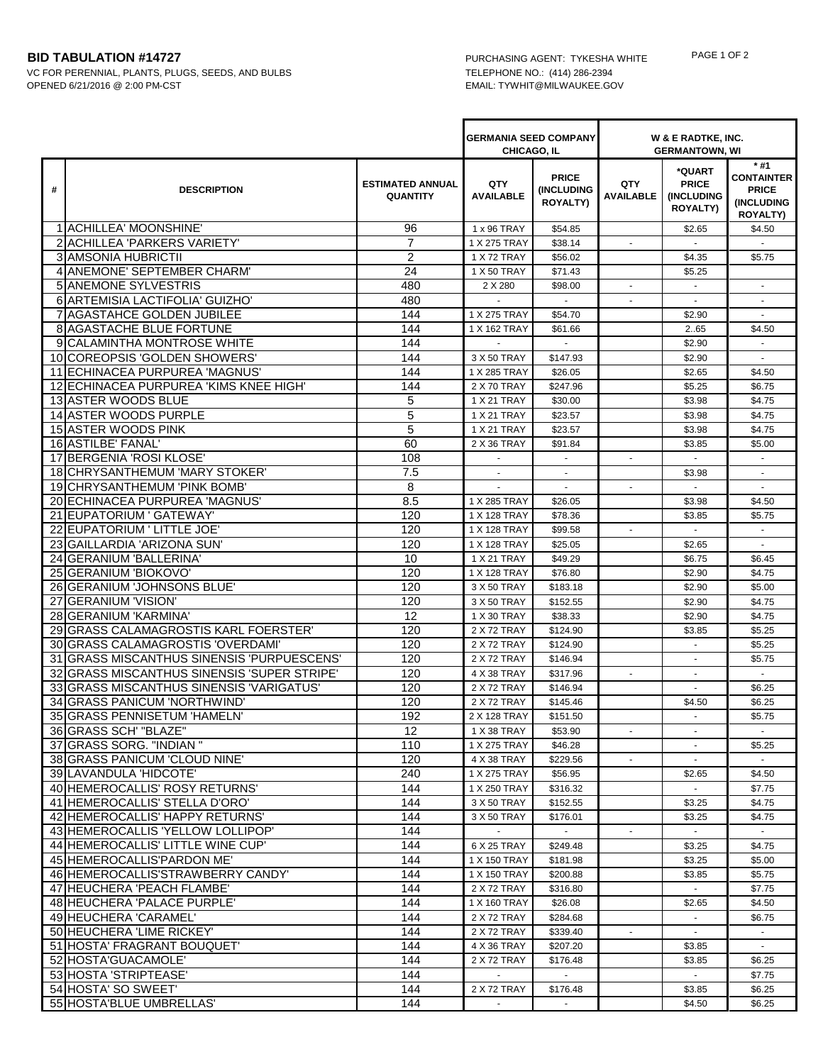**BID TABULATION #14727**
VC FOR PERENNIAL, PLANTS, PLUGS, SEEDS, AND BULBS
OPENED 6/21/2016 @ 2:00 PM-CST

PURCHASING AGENT: TYKESHA WHITE
TELEPHONE NO.: (414) 286-2394
EMAIL: TYWHIT@MILWAUKEE.GOV

| | | | GERMANIA SEED COMPANY CHICAGO, IL | | W & E RADTKE, INC. GERMANTOWN, WI | | |
|---|---|---|---|---|---|---|---|
| # | DESCRIPTION | ESTIMATED ANNUAL QUANTITY | QTY AVAILABLE | PRICE (INCLUDING ROYALTY) | QTY AVAILABLE | *QUART PRICE (INCLUDING ROYALTY) | * #1 CONTAINTER PRICE (INCLUDING ROYALTY) |
| 1 | ACHILLEA' MOONSHINE' | 96 | 1 x 96 TRAY | $54.85 | | $2.65 | $4.50 |
| 2 | ACHILLEA 'PARKERS VARIETY' | 7 | 1 X 275 TRAY | $38.14 | - | - | - |
| 3 | AMSONIA HUBRICTII | 2 | 1 X 72 TRAY | $56.02 | | $4.35 | $5.75 |
| 4 | ANEMONE' SEPTEMBER CHARM' | 24 | 1 X 50 TRAY | $71.43 | | $5.25 | |
| 5 | ANEMONE SYLVESTRIS | 480 | 2 X 280 | $98.00 | - | - | - |
| 6 | ARTEMISIA LACTIFOLIA' GUIZHO' | 480 | - | - | - | - | - |
| 7 | AGASTAHCE GOLDEN JUBILEE | 144 | 1 X 275 TRAY | $54.70 | | $2.90 | - |
| 8 | AGASTACHE BLUE FORTUNE | 144 | 1 X 162 TRAY | $61.66 | | 2..65 | $4.50 |
| 9 | CALAMINTHA MONTROSE WHITE | 144 | - | - | | $2.90 | - |
| 10 | COREOPSIS 'GOLDEN SHOWERS' | 144 | 3 X 50 TRAY | $147.93 | | $2.90 | - |
| 11 | ECHINACEA PURPUREA 'MAGNUS' | 144 | 1 X 285 TRAY | $26.05 | | $2.65 | $4.50 |
| 12 | ECHINACEA PURPUREA 'KIMS KNEE HIGH' | 144 | 2 X 70 TRAY | $247.96 | | $5.25 | $6.75 |
| 13 | ASTER WOODS BLUE | 5 | 1 X 21 TRAY | $30.00 | | $3.98 | $4.75 |
| 14 | ASTER WOODS PURPLE | 5 | 1 X 21 TRAY | $23.57 | | $3.98 | $4.75 |
| 15 | ASTER WOODS PINK | 5 | 1 X 21 TRAY | $23.57 | | $3.98 | $4.75 |
| 16 | ASTILBE' FANAL' | 60 | 2 X 36 TRAY | $91.84 | | $3.85 | $5.00 |
| 17 | BERGENIA 'ROSI KLOSE' | 108 | - | - | - | - | - |
| 18 | CHRYSANTHEMUM 'MARY STOKER' | 7.5 | - | - | | $3.98 | - |
| 19 | CHRYSANTHEMUM 'PINK BOMB' | 8 | - | - | - | - | - |
| 20 | ECHINACEA PURPUREA 'MAGNUS' | 8.5 | 1 X 285 TRAY | $26.05 | | $3.98 | $4.50 |
| 21 | EUPATORIUM ' GATEWAY' | 120 | 1 X 128 TRAY | $78.36 | | $3.85 | $5.75 |
| 22 | EUPATORIUM ' LITTLE JOE' | 120 | 1 X 128 TRAY | $99.58 | - | - | - |
| 23 | GAILLARDIA 'ARIZONA SUN' | 120 | 1 X 128 TRAY | $25.05 | | $2.65 | - |
| 24 | GERANIUM 'BALLERINA' | 10 | 1 X 21 TRAY | $49.29 | | $6.75 | $6.45 |
| 25 | GERANIUM 'BIOKOVO' | 120 | 1 X 128 TRAY | $76.80 | | $2.90 | $4.75 |
| 26 | GERANIUM 'JOHNSONS BLUE' | 120 | 3 X 50 TRAY | $183.18 | | $2.90 | $5.00 |
| 27 | GERANIUM 'VISION' | 120 | 3 X 50 TRAY | $152.55 | | $2.90 | $4.75 |
| 28 | GERANIUM 'KARMINA' | 12 | 1 X 30 TRAY | $38.33 | | $2.90 | $4.75 |
| 29 | GRASS CALAMAGROSTIS KARL FOERSTER' | 120 | 2 X 72 TRAY | $124.90 | | $3.85 | $5.25 |
| 30 | GRASS CALAMAGROSTIS 'OVERDAMI' | 120 | 2 X 72 TRAY | $124.90 | | - | $5.25 |
| 31 | GRASS MISCANTHUS SINENSIS 'PURPUESCENS' | 120 | 2 X 72 TRAY | $146.94 | | - | $5.75 |
| 32 | GRASS MISCANTHUS SINENSIS 'SUPER STRIPE' | 120 | 4 X 38 TRAY | $317.96 | - | - | - |
| 33 | GRASS MISCANTHUS SINENSIS 'VARIGATUS' | 120 | 2 X 72 TRAY | $146.94 | | - | $6.25 |
| 34 | GRASS PANICUM 'NORTHWIND' | 120 | 2 X 72 TRAY | $145.46 | | $4.50 | $6.25 |
| 35 | GRASS PENNISETUM 'HAMELN' | 192 | 2 X 128 TRAY | $151.50 | | - | $5.75 |
| 36 | GRASS SCH' "BLAZE" | 12 | 1 X 38 TRAY | $53.90 | - | - | - |
| 37 | GRASS SORG. "INDIAN " | 110 | 1 X 275 TRAY | $46.28 | | - | $5.25 |
| 38 | GRASS PANICUM 'CLOUD NINE' | 120 | 4 X 38 TRAY | $229.56 | - | - | - |
| 39 | LAVANDULA 'HIDCOTE' | 240 | 1 X 275 TRAY | $56.95 | | $2.65 | $4.50 |
| 40 | HEMEROCALLIS' ROSY RETURNS' | 144 | 1 X 250 TRAY | $316.32 | | - | $7.75 |
| 41 | HEMEROCALLIS' STELLA D'ORO' | 144 | 3 X 50 TRAY | $152.55 | | $3.25 | $4.75 |
| 42 | HEMEROCALLIS' HAPPY RETURNS' | 144 | 3 X 50 TRAY | $176.01 | | $3.25 | $4.75 |
| 43 | HEMEROCALLIS 'YELLOW LOLLIPOP' | 144 | - | - | - | - | - |
| 44 | HEMEROCALLIS' LITTLE WINE CUP' | 144 | 6 X 25 TRAY | $249.48 | | $3.25 | $4.75 |
| 45 | HEMEROCALLIS'PARDON ME' | 144 | 1 X 150 TRAY | $181.98 | | $3.25 | $5.00 |
| 46 | HEMEROCALLIS'STRAWBERRY CANDY' | 144 | 1 X 150 TRAY | $200.88 | | $3.85 | $5.75 |
| 47 | HEUCHERA 'PEACH FLAMBE' | 144 | 2 X 72 TRAY | $316.80 | | - | $7.75 |
| 48 | HEUCHERA 'PALACE PURPLE' | 144 | 1 X 160 TRAY | $26.08 | | $2.65 | $4.50 |
| 49 | HEUCHERA 'CARAMEL' | 144 | 2 X 72 TRAY | $284.68 | | - | $6.75 |
| 50 | HEUCHERA 'LIME RICKEY' | 144 | 2 X 72 TRAY | $339.40 | - | - | - |
| 51 | HOSTA' FRAGRANT BOUQUET' | 144 | 4 X 36 TRAY | $207.20 | | $3.85 | - |
| 52 | HOSTA'GUACAMOLE' | 144 | 2 X 72 TRAY | $176.48 | | $3.85 | $6.25 |
| 53 | HOSTA 'STRIPTEASE' | 144 | - | - | | - | $7.75 |
| 54 | HOSTA' SO SWEET' | 144 | 2 X 72 TRAY | $176.48 | | $3.85 | $6.25 |
| 55 | HOSTA'BLUE UMBRELLAS' | 144 | - | - | | $4.50 | $6.25 |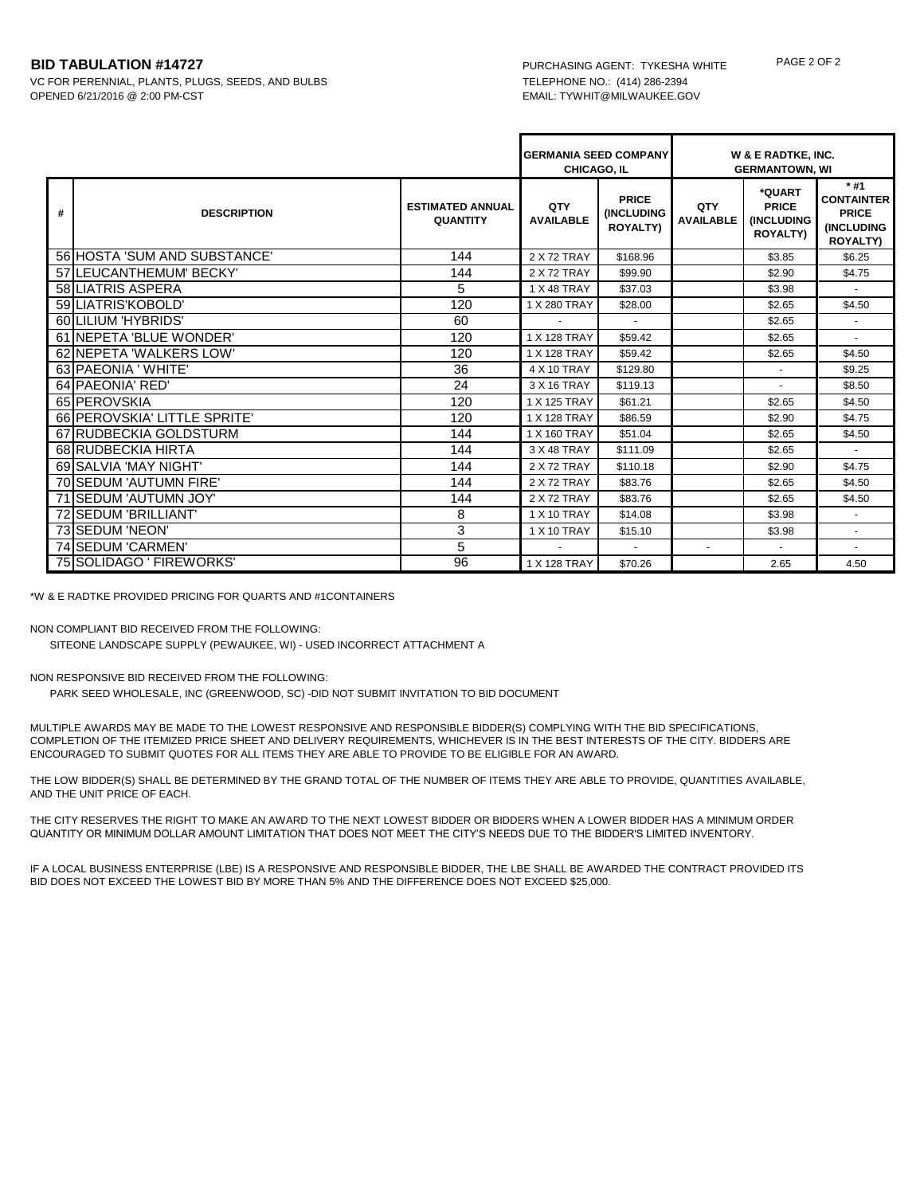**BID TABULATION #14727**

VC FOR PERENNIAL, PLANTS, PLUGS, SEEDS, AND BULBS
OPENED 6/21/2016 @ 2:00 PM-CST

PURCHASING AGENT: TYKESHA WHITE
TELEPHONE NO.: (414) 286-2394
EMAIL: TYWHIT@MILWAUKEE.GOV

| | | | GERMANIA SEED COMPANY CHICAGO, IL | | W & E RADTKE, INC. GERMANTOWN, WI | | |
|---|---|---|---|---|---|---|---|
| # | DESCRIPTION | ESTIMATED ANNUAL QUANTITY | QTY AVAILABLE | PRICE (INCLUDING ROYALTY) | QTY AVAILABLE | *QUART PRICE (INCLUDING ROYALTY) | * #1 CONTAINTER PRICE (INCLUDING ROYALTY) |
| 56 | HOSTA 'SUM AND SUBSTANCE' | 144 | 2 X 72 TRAY | $168.96 | | $3.85 | $6.25 |
| 57 | LEUCANTHEMUM' BECKY' | 144 | 2 X 72 TRAY | $99.90 | | $2.90 | $4.75 |
| 58 | LIATRIS ASPERA | 5 | 1 X 48 TRAY | $37.03 | | $3.98 | - |
| 59 | LIATRIS'KOBOLD' | 120 | 1 X 280 TRAY | $28.00 | | $2.65 | $4.50 |
| 60 | LILIUM 'HYBRIDS' | 60 | - | - | | $2.65 | - |
| 61 | NEPETA 'BLUE WONDER' | 120 | 1 X 128 TRAY | $59.42 | | $2.65 | - |
| 62 | NEPETA 'WALKERS LOW' | 120 | 1 X 128 TRAY | $59.42 | | $2.65 | $4.50 |
| 63 | PAEONIA ' WHITE' | 36 | 4 X 10 TRAY | $129.80 | | - | $9.25 |
| 64 | PAEONIA' RED' | 24 | 3 X 16 TRAY | $119.13 | | - | $8.50 |
| 65 | PEROVSKIA | 120 | 1 X 125 TRAY | $61.21 | | $2.65 | $4.50 |
| 66 | PEROVSKIA' LITTLE SPRITE' | 120 | 1 X 128 TRAY | $86.59 | | $2.90 | $4.75 |
| 67 | RUDBECKIA GOLDSTURM | 144 | 1 X 160 TRAY | $51.04 | | $2.65 | $4.50 |
| 68 | RUDBECKIA HIRTA | 144 | 3 X 48 TRAY | $111.09 | | $2.65 | - |
| 69 | SALVIA 'MAY NIGHT' | 144 | 2 X 72 TRAY | $110.18 | | $2.90 | $4.75 |
| 70 | SEDUM 'AUTUMN FIRE' | 144 | 2 X 72 TRAY | $83.76 | | $2.65 | $4.50 |
| 71 | SEDUM 'AUTUMN JOY' | 144 | 2 X 72 TRAY | $83.76 | | $2.65 | $4.50 |
| 72 | SEDUM 'BRILLIANT' | 8 | 1 X 10 TRAY | $14.08 | | $3.98 | - |
| 73 | SEDUM 'NEON' | 3 | 1 X 10 TRAY | $15.10 | | $3.98 | - |
| 74 | SEDUM 'CARMEN' | 5 | - | - | - | - | - |
| 75 | SOLIDAGO ' FIREWORKS' | 96 | 1 X 128 TRAY | $70.26 | | 2.65 | 4.50 |

*W & E RADTKE PROVIDED PRICING FOR QUARTS AND #1CONTAINERS

NON COMPLIANT BID RECEIVED FROM THE FOLLOWING:

SITEONE LANDSCAPE SUPPLY (PEWAUKEE, WI) - USED INCORRECT ATTACHMENT A

NON RESPONSIVE BID RECEIVED FROM THE FOLLOWING:

PARK SEED WHOLESALE, INC (GREENWOOD, SC) -DID NOT SUBMIT INVITATION TO BID DOCUMENT

MULTIPLE AWARDS MAY BE MADE TO THE LOWEST RESPONSIVE AND RESPONSIBLE BIDDER(S) COMPLYING WITH THE BID SPECIFICATIONS, COMPLETION OF THE ITEMIZED PRICE SHEET AND DELIVERY REQUIREMENTS, WHICHEVER IS IN THE BEST INTERESTS OF THE CITY. BIDDERS ARE ENCOURAGED TO SUBMIT QUOTES FOR ALL ITEMS THEY ARE ABLE TO PROVIDE TO BE ELIGIBLE FOR AN AWARD.

THE LOW BIDDER(S) SHALL BE DETERMINED BY THE GRAND TOTAL OF THE NUMBER OF ITEMS THEY ARE ABLE TO PROVIDE, QUANTITIES AVAILABLE, AND THE UNIT PRICE OF EACH.

THE CITY RESERVES THE RIGHT TO MAKE AN AWARD TO THE NEXT LOWEST BIDDER OR BIDDERS WHEN A LOWER BIDDER HAS A MINIMUM ORDER QUANTITY OR MINIMUM DOLLAR AMOUNT LIMITATION THAT DOES NOT MEET THE CITY'S NEEDS DUE TO THE BIDDER'S LIMITED INVENTORY.

IF A LOCAL BUSINESS ENTERPRISE (LBE) IS A RESPONSIVE AND RESPONSIBLE BIDDER, THE LBE SHALL BE AWARDED THE CONTRACT PROVIDED ITS BID DOES NOT EXCEED THE LOWEST BID BY MORE THAN 5% AND THE DIFFERENCE DOES NOT EXCEED $25,000.